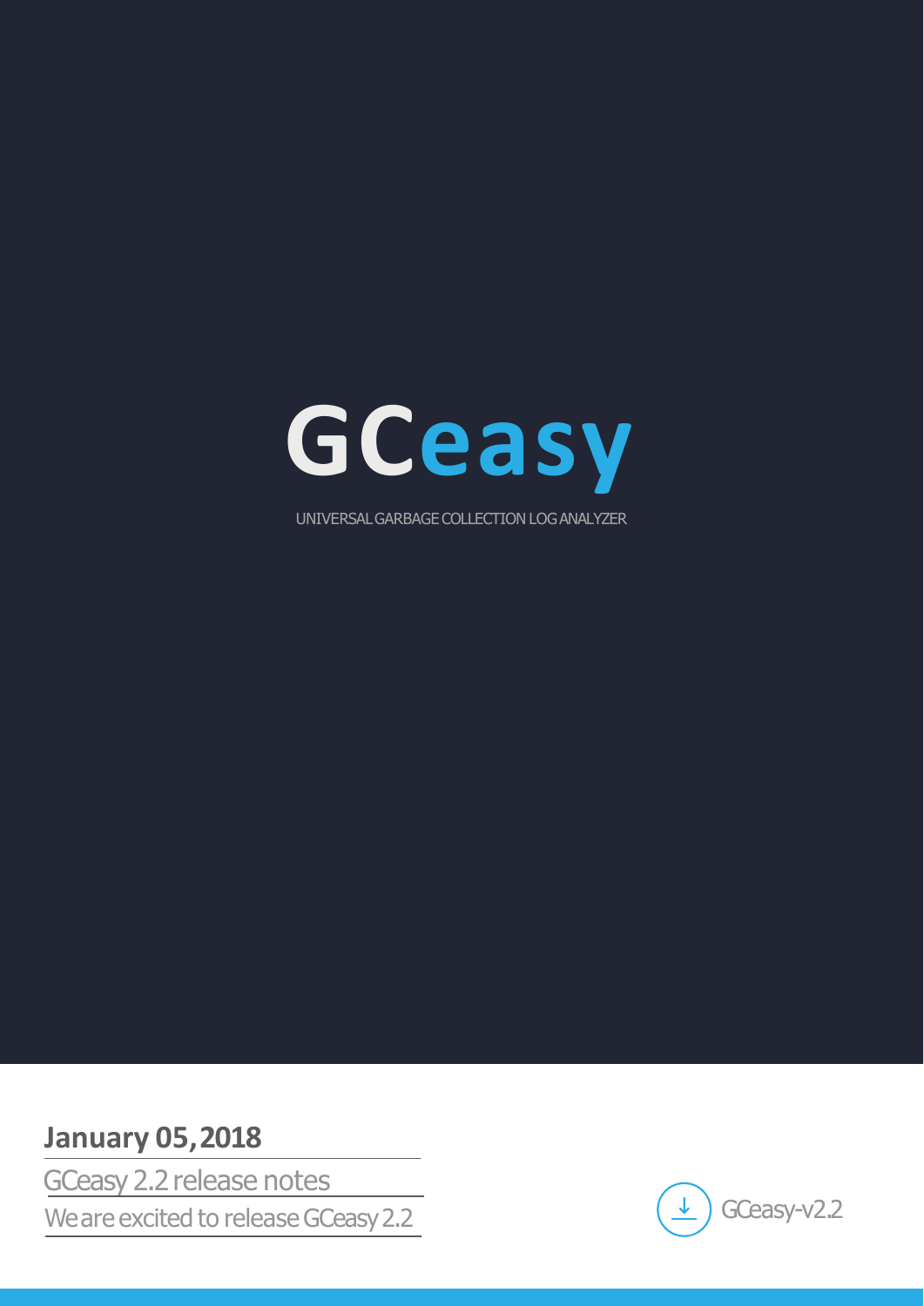# GCeasy

UNIVERSAL GARBAGE COLLECTION LOG ANALYZER

**January 05, 2018**

GCeasy 2.2 release notes

We are excited to release GCeasy 2.2

GCeasy-v2.2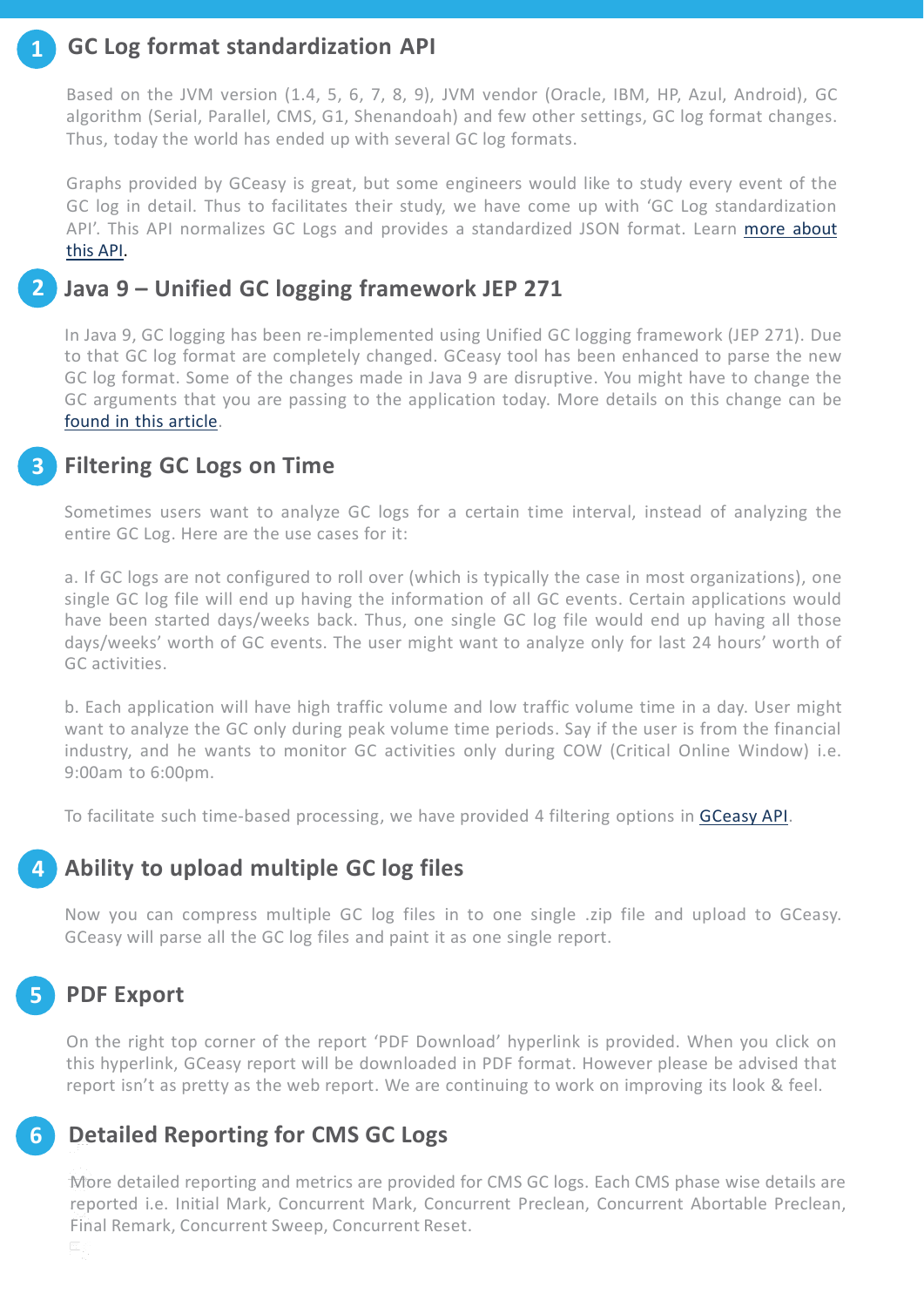## 1 GC Log format standardization API

Based on the JVM version (1.4, 5, 6, 7, 8, 9), JVM vendor (Oracle, IBM, HP, Azul, Android), GC algorithm (Serial, Parallel, CMS, G1, Shenandoah) and few other settings, GC log format changes. Thus, today the world has ended up with several GC log formats.

Graphs provided by GCeasy is great, but some engineers would like to study every event of the GC log in detail. Thus to facilitates their study, we have come up with 'GC Log standardization API'. This API normalizes GC Logs and provides a standardized JSON format. Learn more about this API.

## 2 Java 9 – Unified GC logging framework JEP 271

In Java 9, GC logging has been re-implemented using Unified GC logging framework (JEP 271). Due to that GC log format are completely changed. GCeasy tool has been enhanced to parse the new GC log format. Some of the changes made in Java 9 are disruptive. You might have to change the GC arguments that you are passing to the application today. More details on this change can be found in this article.

## 3 Filtering GC Logs on Time

Sometimes users want to analyze GC logs for a certain time interval, instead of analyzing the entire GC Log. Here are the use cases for it:

a. If GC logs are not configured to roll over (which is typically the case in most organizations), one single GC log file will end up having the information of all GC events. Certain applications would have been started days/weeks back. Thus, one single GC log file would end up having all those days/weeks' worth of GC events. The user might want to analyze only for last 24 hours' worth of GC activities.

b. Each application will have high traffic volume and low traffic volume time in a day. User might want to analyze the GC only during peak volume time periods. Say if the user is from the financial industry, and he wants to monitor GC activities only during COW (Critical Online Window) i.e. 9:00am to 6:00pm.

To facilitate such time-based processing, we have provided 4 filtering options in GCeasy API.

## 4 Ability to upload multiple GC log files

Now you can compress multiple GC log files in to one single .zip file and upload to GCeasy. GCeasy will parse all the GC log files and paint it as one single report.

## 5 PDF Export

On the right top corner of the report 'PDF Download' hyperlink is provided. When you click on this hyperlink, GCeasy report will be downloaded in PDF format. However please be advised that report isn't as pretty as the web report. We are continuing to work on improving its look & feel.

## 6 Detailed Reporting for CMS GC Logs

More detailed reporting and metrics are provided for CMS GC logs. Each CMS phase wise details are reported i.e. Initial Mark, Concurrent Mark, Concurrent Preclean, Concurrent Abortable Preclean, Final Remark, Concurrent Sweep, Concurrent Reset.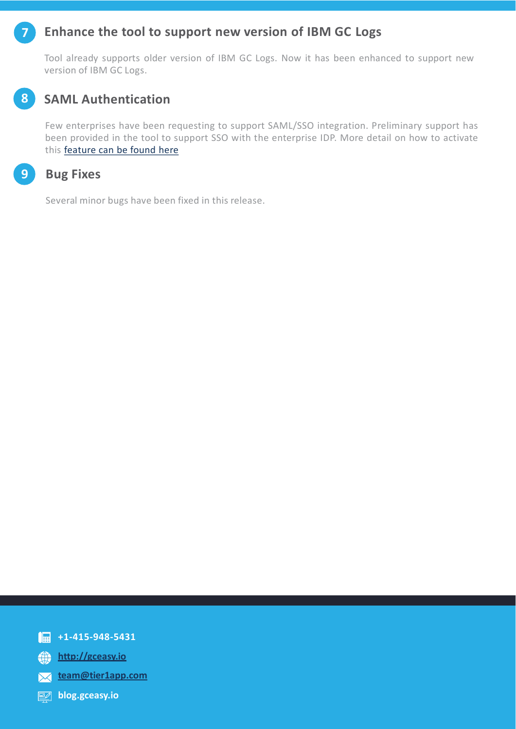## 7 Enhance the tool to support new version of IBM GC Logs

Tool already supports older version of IBM GC Logs. Now it has been enhanced to support new version of IBM GC Logs.

## 8 SAML Authentication

Few enterprises have been requesting to support SAML/SSO integration. Preliminary support has been provided in the tool to support SSO with the enterprise IDP. More detail on how to activate this feature can be found here

## 9 Bug Fixes

Several minor bugs have been fixed in this release.

**+1-415-948-5431**

**http://gceasy.io**

**team@tier1app.com**

**blog.gceasy.io**